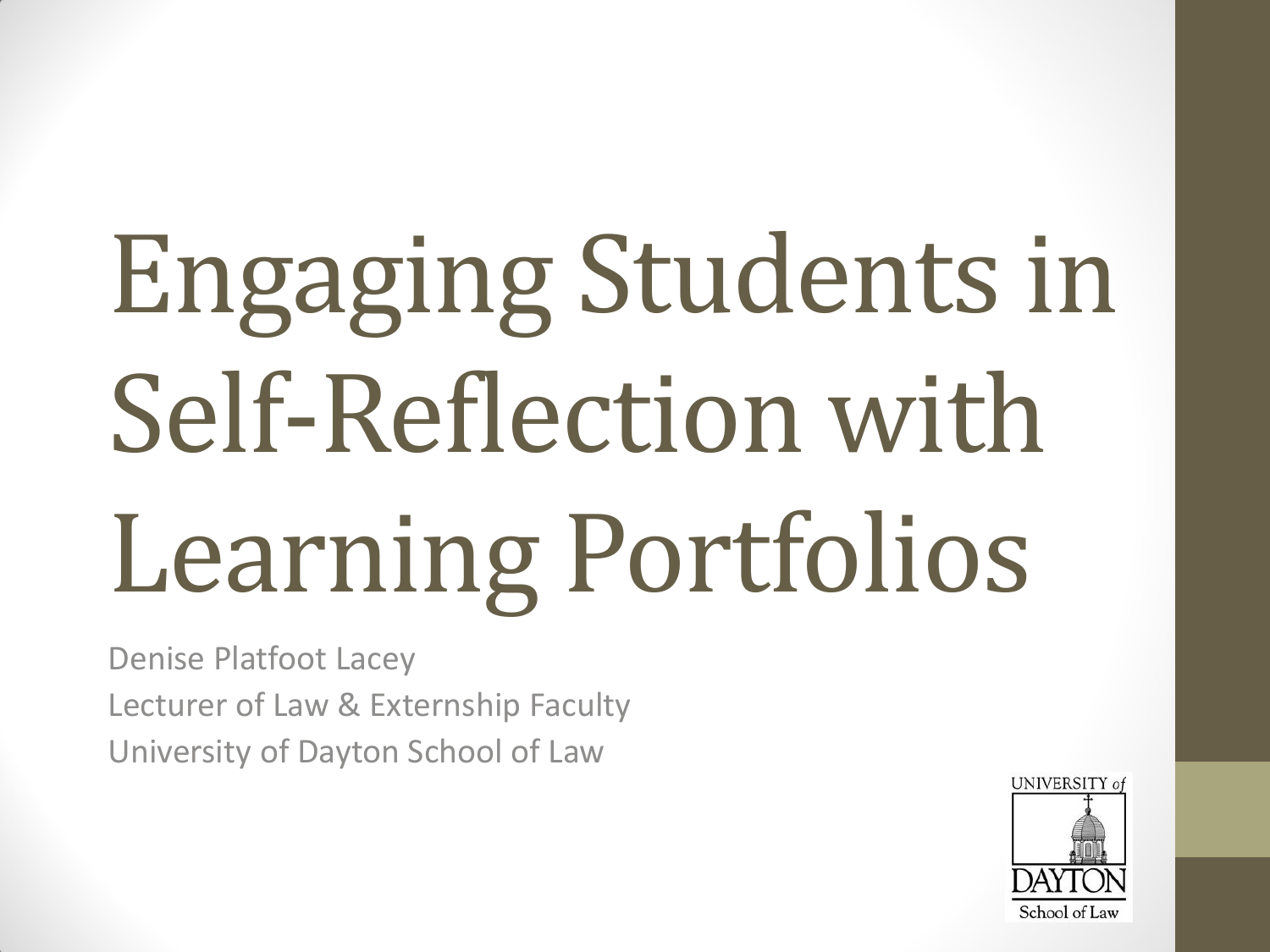# Engaging Students in Self-Reflection with Learning Portfolios

Denise Platfoot Lacey
Lecturer of Law & Externship Faculty
University of Dayton School of Law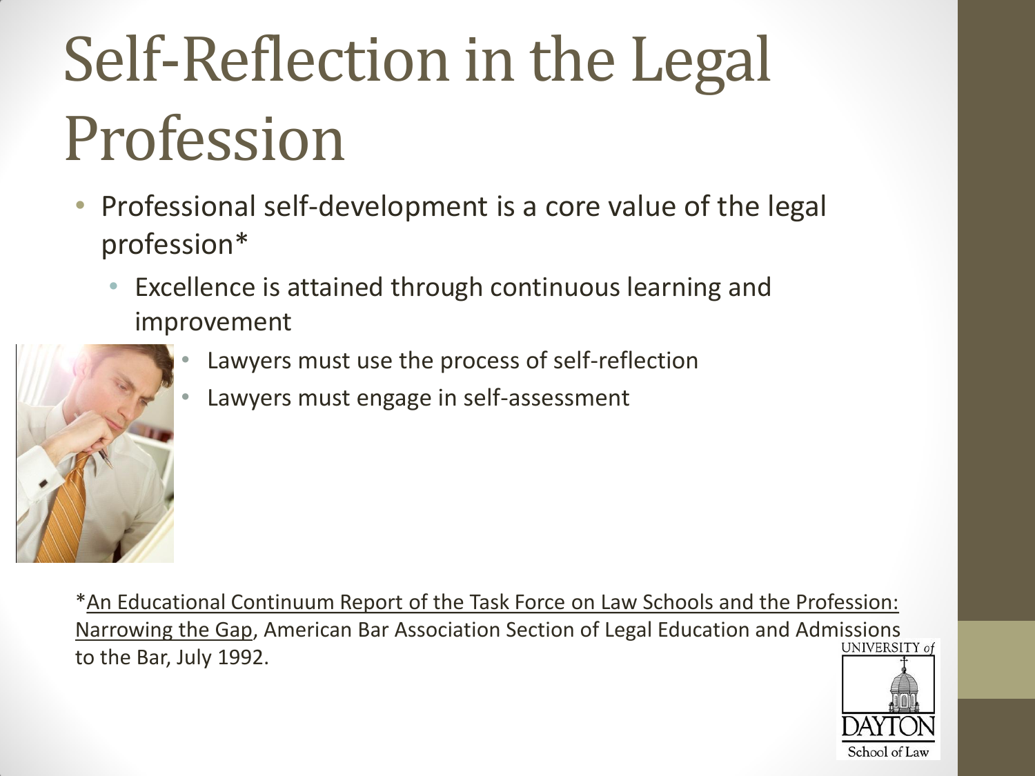# Self-Reflection in the Legal Profession

- Professional self-development is a core value of the legal profession*
  - Excellence is attained through continuous learning and improvement
    - Lawyers must use the process of self-reflection
    - Lawyers must engage in self-assessment

*An Educational Continuum Report of the Task Force on Law Schools and the Profession: Narrowing the Gap, American Bar Association Section of Legal Education and Admissions to the Bar, July 1992.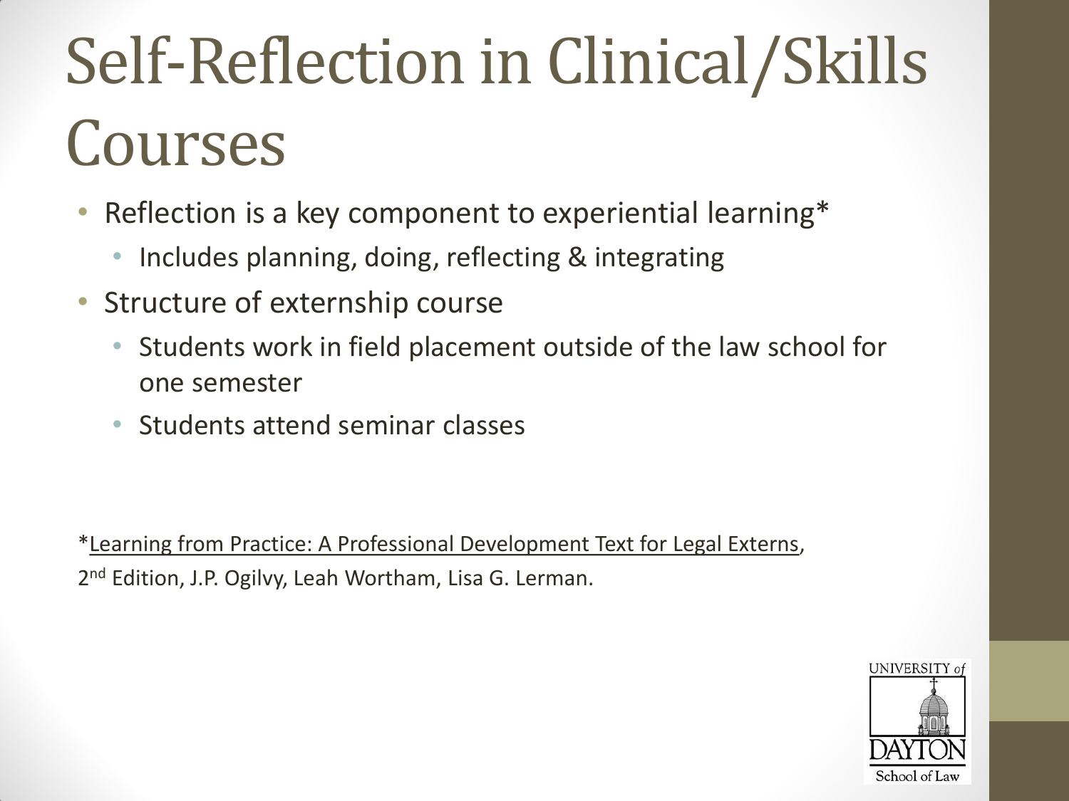# Self-Reflection in Clinical/Skills Courses

- Reflection is a key component to experiential learning*
  - Includes planning, doing, reflecting & integrating
- Structure of externship course
  - Students work in field placement outside of the law school for one semester
  - Students attend seminar classes

*Learning from Practice: A Professional Development Text for Legal Externs, 2nd Edition, J.P. Ogilvy, Leah Wortham, Lisa G. Lerman.

UNIVERSITY of DAYTON School of Law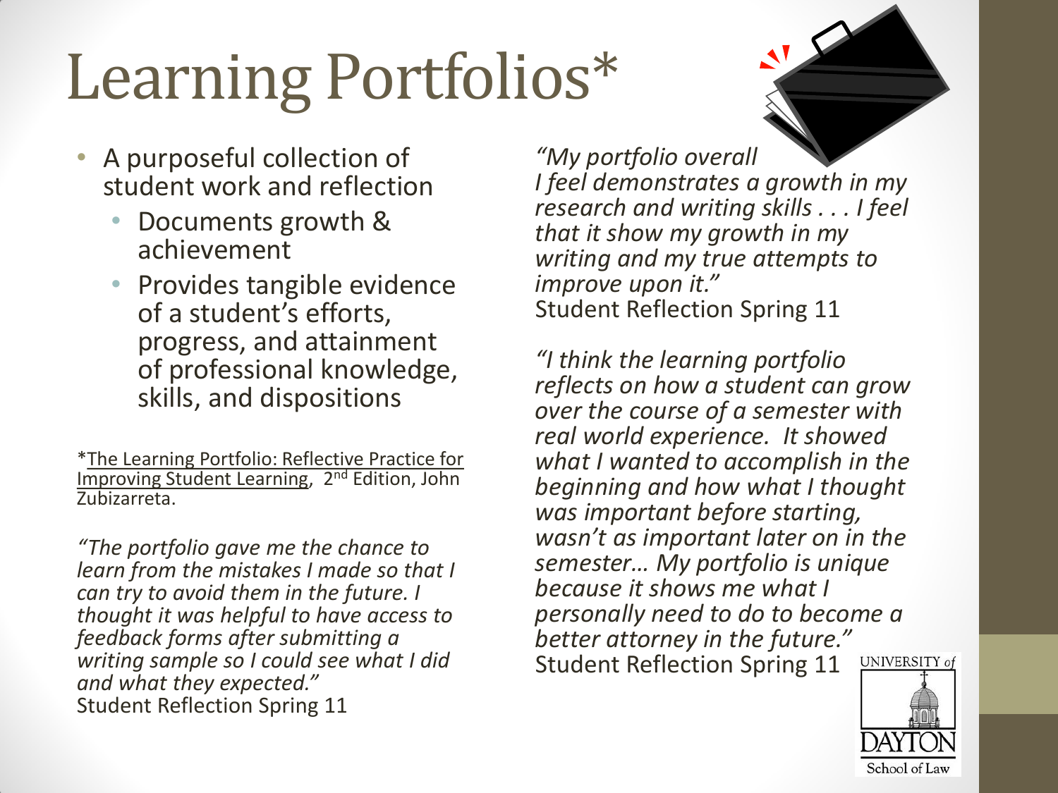# Learning Portfolios*

- A purposeful collection of student work and reflection
  - Documents growth & achievement
  - Provides tangible evidence of a student's efforts, progress, and attainment of professional knowledge, skills, and dispositions

*The Learning Portfolio: Reflective Practice for Improving Student Learning, 2nd Edition, John Zubizarreta.

*"The portfolio gave me the chance to learn from the mistakes I made so that I can try to avoid them in the future. I thought it was helpful to have access to feedback forms after submitting a writing sample so I could see what I did and what they expected."*
Student Reflection Spring 11

*"My portfolio overall I feel demonstrates a growth in my research and writing skills . . . I feel that it show my growth in my writing and my true attempts to improve upon it."*
Student Reflection Spring 11

*"I think the learning portfolio reflects on how a student can grow over the course of a semester with real world experience. It showed what I wanted to accomplish in the beginning and how what I thought was important before starting, wasn't as important later on in the semester… My portfolio is unique because it shows me what I personally need to do to become a better attorney in the future."*
Student Reflection Spring 11

UNIVERSITY of DAYTON School of Law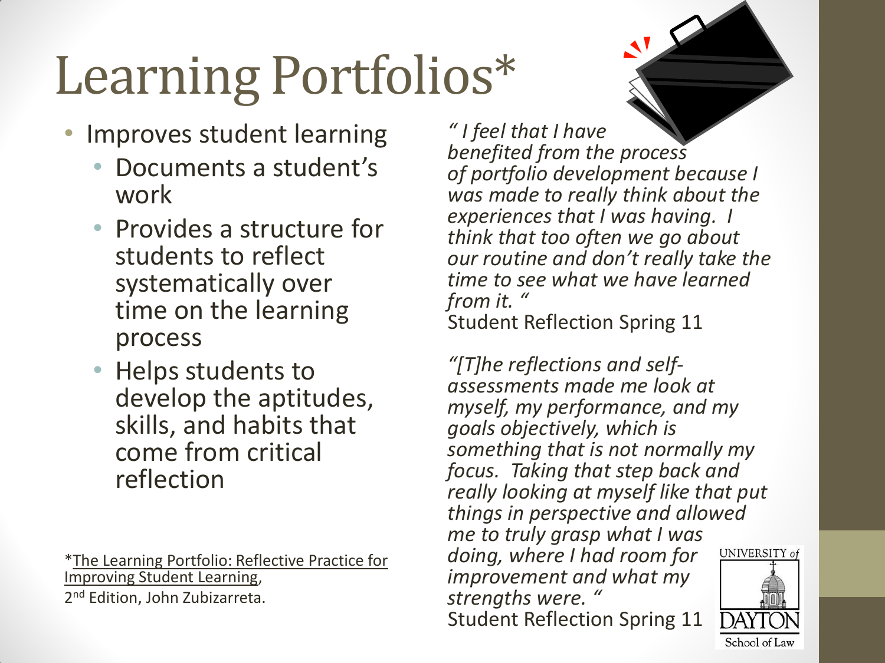# Learning Portfolios*

- Improves student learning
  - Documents a student's work
  - Provides a structure for students to reflect systematically over time on the learning process
  - Helps students to develop the aptitudes, skills, and habits that come from critical reflection

*" I feel that I have benefited from the process of portfolio development because I was made to really think about the experiences that I was having. I think that too often we go about our routine and don't really take the time to see what we have learned from it. "*
Student Reflection Spring 11

*"[T]he reflections and self-assessments made me look at myself, my performance, and my goals objectively, which is something that is not normally my focus. Taking that step back and really looking at myself like that put things in perspective and allowed me to truly grasp what I was doing, where I had room for improvement and what my strengths were. "*
Student Reflection Spring 11

*The Learning Portfolio: Reflective Practice for Improving Student Learning, 2nd Edition, John Zubizarreta.

UNIVERSITY of DAYTON School of Law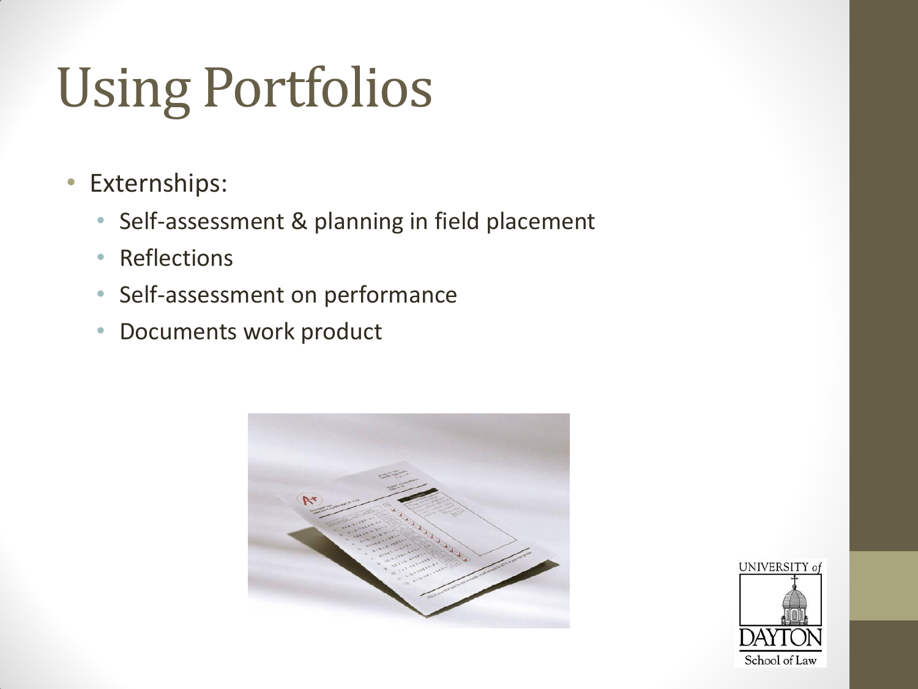# Using Portfolios

- Externships:
  - Self-assessment & planning in field placement
  - Reflections
  - Self-assessment on performance
  - Documents work product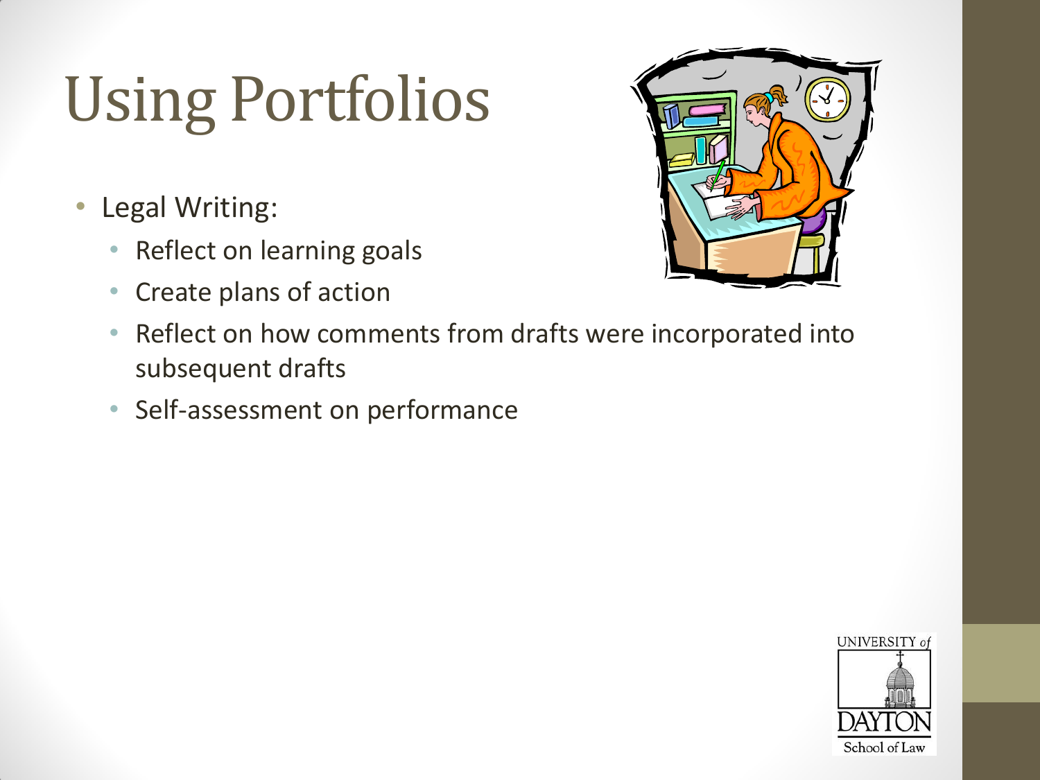# Using Portfolios

- Legal Writing:
  - Reflect on learning goals
  - Create plans of action
  - Reflect on how comments from drafts were incorporated into subsequent drafts
  - Self-assessment on performance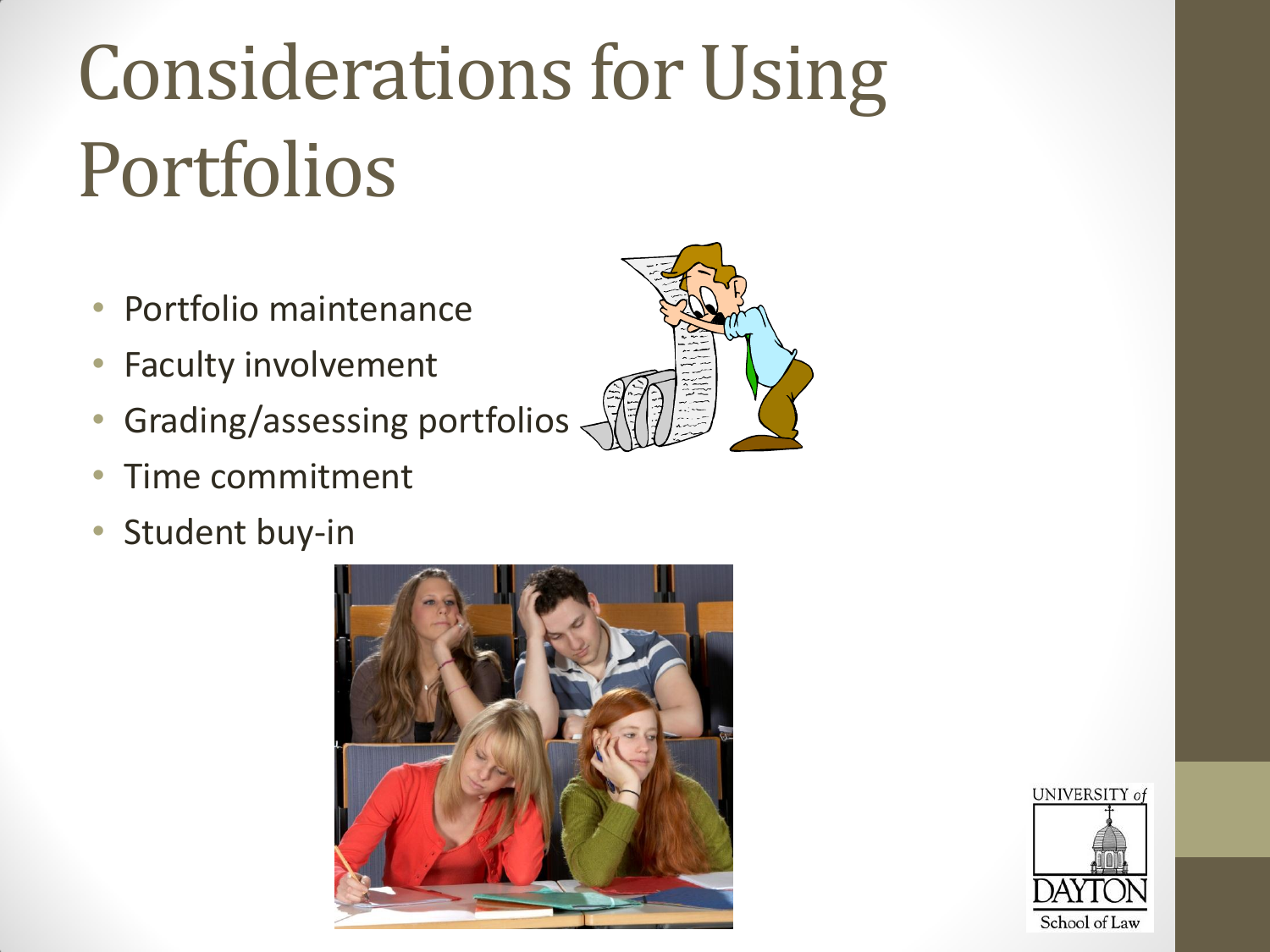# Considerations for Using Portfolios

- Portfolio maintenance
- Faculty involvement
- Grading/assessing portfolios
- Time commitment
- Student buy-in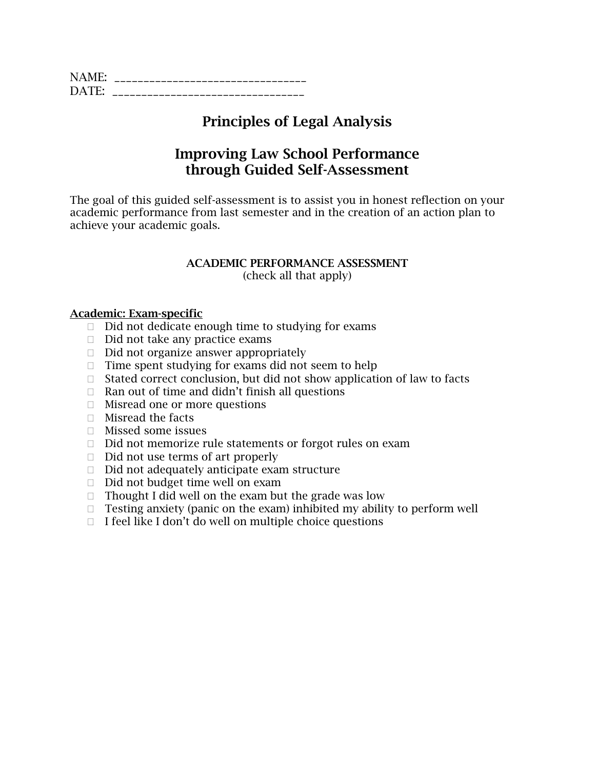NAME: ________________________________
DATE: ________________________________

# Principles of Legal Analysis

## Improving Law School Performance through Guided Self-Assessment

The goal of this guided self-assessment is to assist you in honest reflection on your academic performance from last semester and in the creation of an action plan to achieve your academic goals.

### ACADEMIC PERFORMANCE ASSESSMENT
(check all that apply)

**Academic: Exam-specific**

- ☐ Did not dedicate enough time to studying for exams
- ☐ Did not take any practice exams
- ☐ Did not organize answer appropriately
- ☐ Time spent studying for exams did not seem to help
- ☐ Stated correct conclusion, but did not show application of law to facts
- ☐ Ran out of time and didn't finish all questions
- ☐ Misread one or more questions
- ☐ Misread the facts
- ☐ Missed some issues
- ☐ Did not memorize rule statements or forgot rules on exam
- ☐ Did not use terms of art properly
- ☐ Did not adequately anticipate exam structure
- ☐ Did not budget time well on exam
- ☐ Thought I did well on the exam but the grade was low
- ☐ Testing anxiety (panic on the exam) inhibited my ability to perform well
- ☐ I feel like I don't do well on multiple choice questions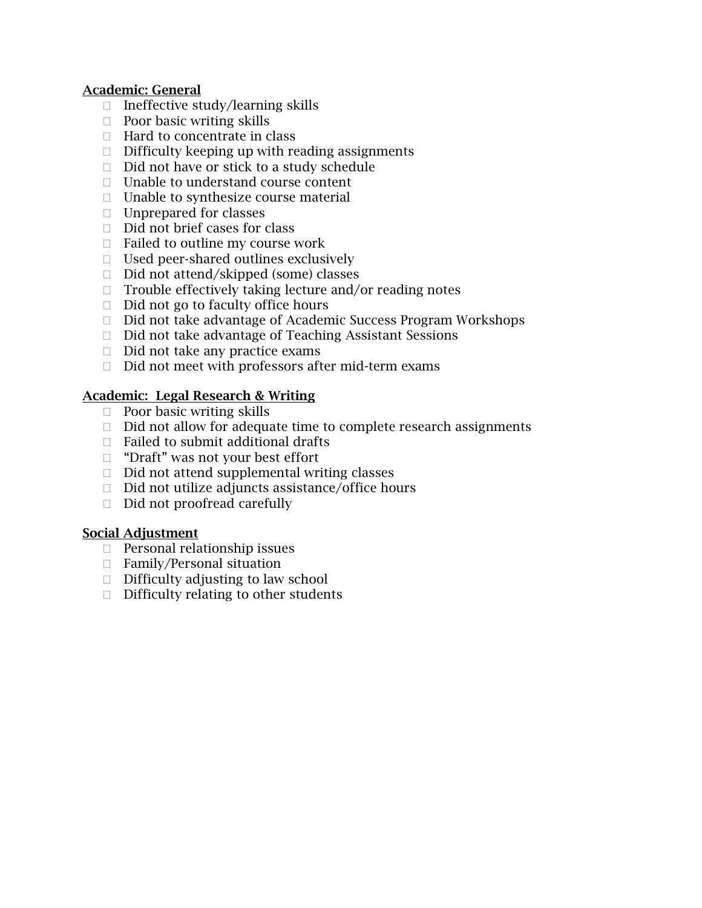**Academic: General**

- Ineffective study/learning skills
- Poor basic writing skills
- Hard to concentrate in class
- Difficulty keeping up with reading assignments
- Did not have or stick to a study schedule
- Unable to understand course content
- Unable to synthesize course material
- Unprepared for classes
- Did not brief cases for class
- Failed to outline my course work
- Used peer-shared outlines exclusively
- Did not attend/skipped (some) classes
- Trouble effectively taking lecture and/or reading notes
- Did not go to faculty office hours
- Did not take advantage of Academic Success Program Workshops
- Did not take advantage of Teaching Assistant Sessions
- Did not take any practice exams
- Did not meet with professors after mid-term exams

**Academic: Legal Research & Writing**

- Poor basic writing skills
- Did not allow for adequate time to complete research assignments
- Failed to submit additional drafts
- "Draft" was not your best effort
- Did not attend supplemental writing classes
- Did not utilize adjuncts assistance/office hours
- Did not proofread carefully

**Social Adjustment**

- Personal relationship issues
- Family/Personal situation
- Difficulty adjusting to law school
- Difficulty relating to other students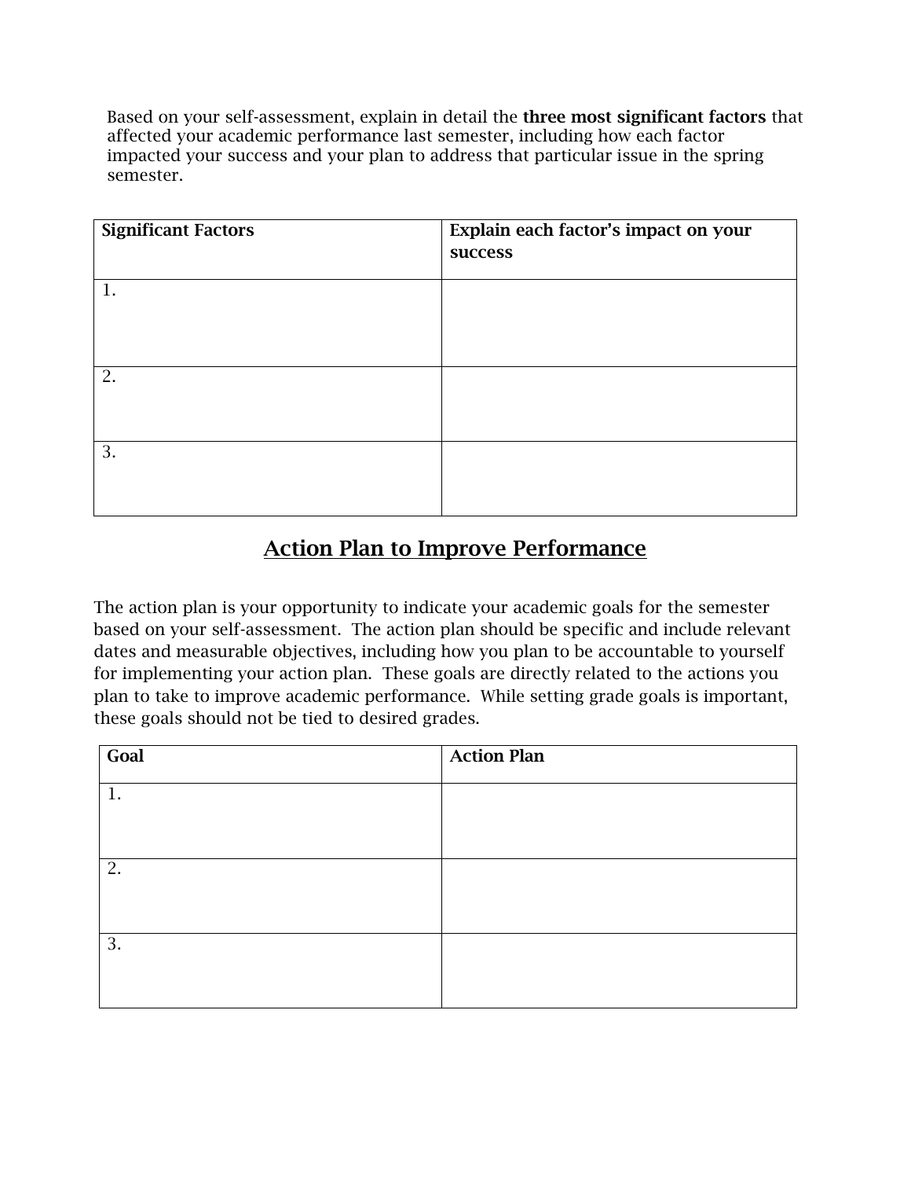Based on your self-assessment, explain in detail the **three most significant factors** that affected your academic performance last semester, including how each factor impacted your success and your plan to address that particular issue in the spring semester.

| Significant Factors | Explain each factor's impact on your success |
| --- | --- |
| 1. | |
| 2. | |
| 3. | |

## Action Plan to Improve Performance

The action plan is your opportunity to indicate your academic goals for the semester based on your self-assessment. The action plan should be specific and include relevant dates and measurable objectives, including how you plan to be accountable to yourself for implementing your action plan. These goals are directly related to the actions you plan to take to improve academic performance. While setting grade goals is important, these goals should not be tied to desired grades.

| Goal | Action Plan |
| --- | --- |
| 1. | |
| 2. | |
| 3. | |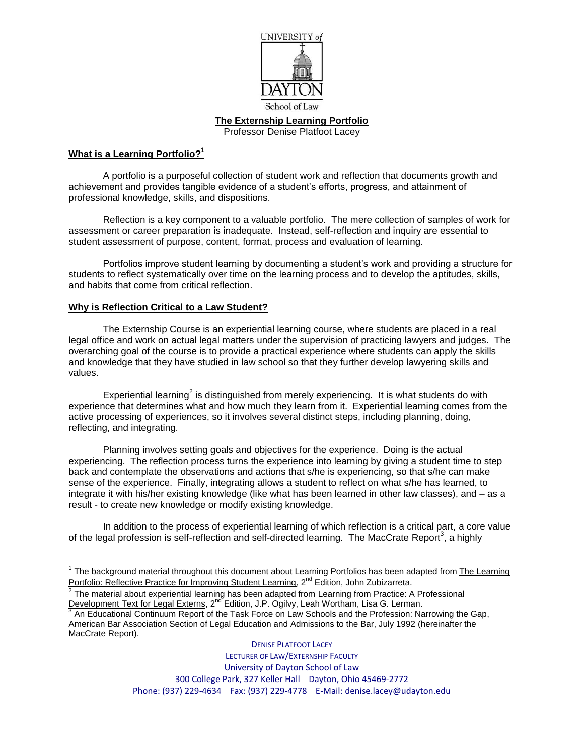UNIVERSITY of DAYTON

School of Law

**The Externship Learning Portfolio**

Professor Denise Platfoot Lacey

## What is a Learning Portfolio?[1]

A portfolio is a purposeful collection of student work and reflection that documents growth and achievement and provides tangible evidence of a student's efforts, progress, and attainment of professional knowledge, skills, and dispositions.

Reflection is a key component to a valuable portfolio. The mere collection of samples of work for assessment or career preparation is inadequate. Instead, self-reflection and inquiry are essential to student assessment of purpose, content, format, process and evaluation of learning.

Portfolios improve student learning by documenting a student's work and providing a structure for students to reflect systematically over time on the learning process and to develop the aptitudes, skills, and habits that come from critical reflection.

## Why is Reflection Critical to a Law Student?

The Externship Course is an experiential learning course, where students are placed in a real legal office and work on actual legal matters under the supervision of practicing lawyers and judges. The overarching goal of the course is to provide a practical experience where students can apply the skills and knowledge that they have studied in law school so that they further develop lawyering skills and values.

Experiential learning[2] is distinguished from merely experiencing. It is what students do with experience that determines what and how much they learn from it. Experiential learning comes from the active processing of experiences, so it involves several distinct steps, including planning, doing, reflecting, and integrating.

Planning involves setting goals and objectives for the experience. Doing is the actual experiencing. The reflection process turns the experience into learning by giving a student time to step back and contemplate the observations and actions that s/he is experiencing, so that s/he can make sense of the experience. Finally, integrating allows a student to reflect on what s/he has learned, to integrate it with his/her existing knowledge (like what has been learned in other law classes), and – as a result - to create new knowledge or modify existing knowledge.

In addition to the process of experiential learning of which reflection is a critical part, a core value of the legal profession is self-reflection and self-directed learning. The MacCrate Report[3], a highly

---

[1] The background material throughout this document about Learning Portfolios has been adapted from The Learning Portfolio: Reflective Practice for Improving Student Learning, 2nd Edition, John Zubizarreta.

[2] The material about experiential learning has been adapted from Learning from Practice: A Professional Development Text for Legal Externs, 2nd Edition, J.P. Ogilvy, Leah Wortham, Lisa G. Lerman.

[3] An Educational Continuum Report of the Task Force on Law Schools and the Profession: Narrowing the Gap, American Bar Association Section of Legal Education and Admissions to the Bar, July 1992 (hereinafter the MacCrate Report).

DENISE PLATFOOT LACEY
LECTURER OF LAW/EXTERNSHIP FACULTY
University of Dayton School of Law
300 College Park, 327 Keller Hall Dayton, Ohio 45469-2772
Phone: (937) 229-4634 Fax: (937) 229-4778 E-Mail: denise.lacey@udayton.edu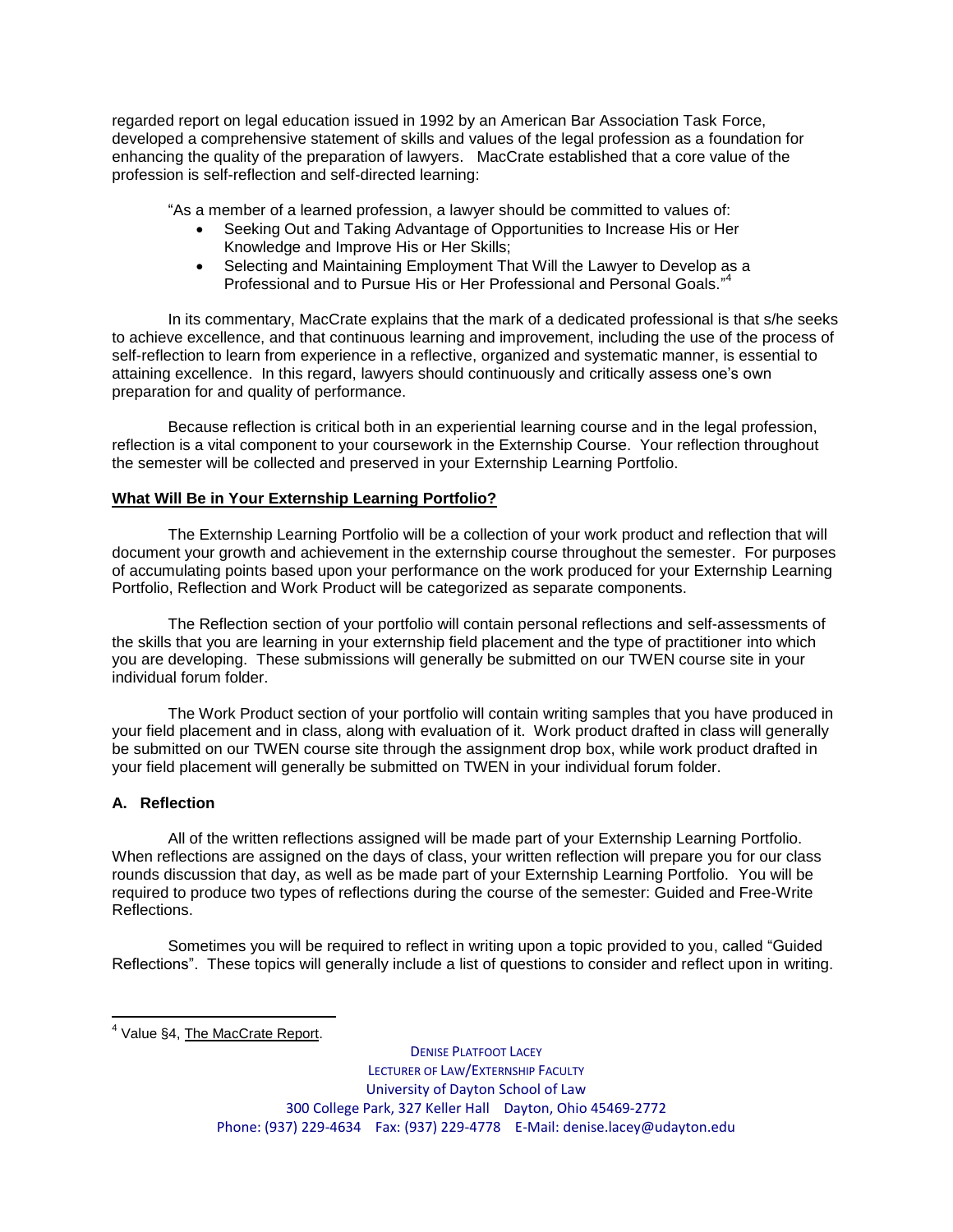regarded report on legal education issued in 1992 by an American Bar Association Task Force, developed a comprehensive statement of skills and values of the legal profession as a foundation for enhancing the quality of the preparation of lawyers. MacCrate established that a core value of the profession is self-reflection and self-directed learning:

"As a member of a learned profession, a lawyer should be committed to values of:

- Seeking Out and Taking Advantage of Opportunities to Increase His or Her Knowledge and Improve His or Her Skills;
- Selecting and Maintaining Employment That Will the Lawyer to Develop as a Professional and to Pursue His or Her Professional and Personal Goals."[4]

In its commentary, MacCrate explains that the mark of a dedicated professional is that s/he seeks to achieve excellence, and that continuous learning and improvement, including the use of the process of self-reflection to learn from experience in a reflective, organized and systematic manner, is essential to attaining excellence. In this regard, lawyers should continuously and critically assess one's own preparation for and quality of performance.

Because reflection is critical both in an experiential learning course and in the legal profession, reflection is a vital component to your coursework in the Externship Course. Your reflection throughout the semester will be collected and preserved in your Externship Learning Portfolio.

**What Will Be in Your Externship Learning Portfolio?**

The Externship Learning Portfolio will be a collection of your work product and reflection that will document your growth and achievement in the externship course throughout the semester. For purposes of accumulating points based upon your performance on the work produced for your Externship Learning Portfolio, Reflection and Work Product will be categorized as separate components.

The Reflection section of your portfolio will contain personal reflections and self-assessments of the skills that you are learning in your externship field placement and the type of practitioner into which you are developing. These submissions will generally be submitted on our TWEN course site in your individual forum folder.

The Work Product section of your portfolio will contain writing samples that you have produced in your field placement and in class, along with evaluation of it. Work product drafted in class will generally be submitted on our TWEN course site through the assignment drop box, while work product drafted in your field placement will generally be submitted on TWEN in your individual forum folder.

### A. Reflection

All of the written reflections assigned will be made part of your Externship Learning Portfolio. When reflections are assigned on the days of class, your written reflection will prepare you for our class rounds discussion that day, as well as be made part of your Externship Learning Portfolio. You will be required to produce two types of reflections during the course of the semester: Guided and Free-Write Reflections.

Sometimes you will be required to reflect in writing upon a topic provided to you, called "Guided Reflections". These topics will generally include a list of questions to consider and reflect upon in writing.

---

[4] Value §4, The MacCrate Report.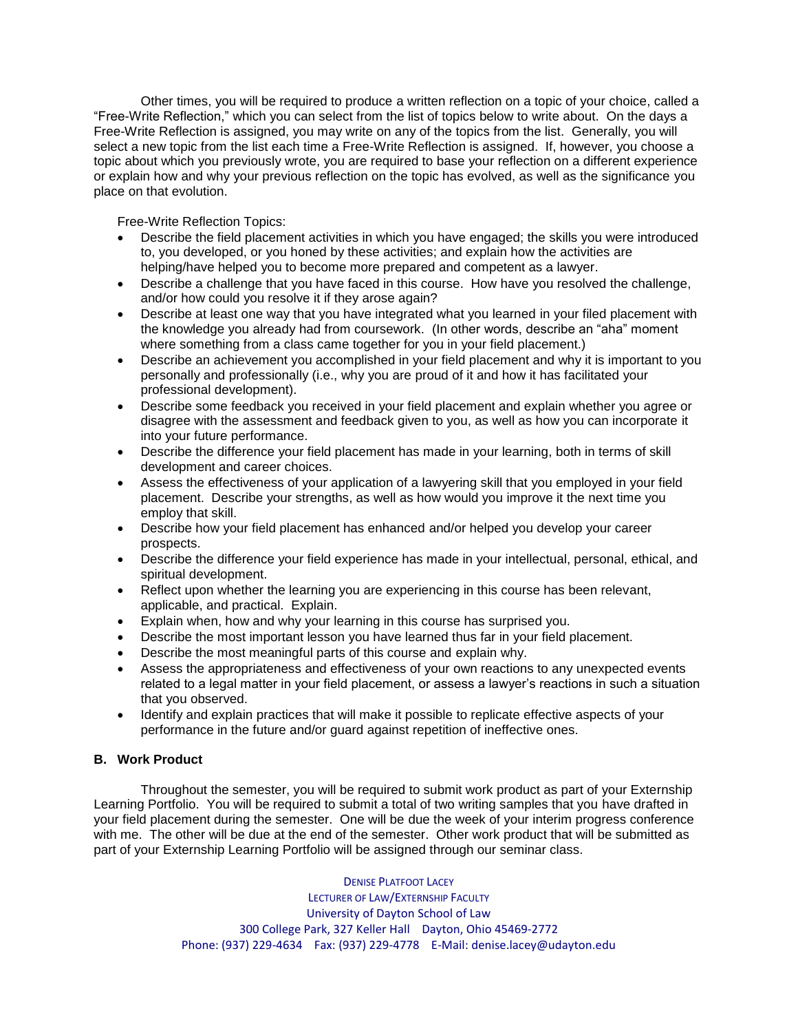Other times, you will be required to produce a written reflection on a topic of your choice, called a "Free-Write Reflection," which you can select from the list of topics below to write about. On the days a Free-Write Reflection is assigned, you may write on any of the topics from the list. Generally, you will select a new topic from the list each time a Free-Write Reflection is assigned. If, however, you choose a topic about which you previously wrote, you are required to base your reflection on a different experience or explain how and why your previous reflection on the topic has evolved, as well as the significance you place on that evolution.

Free-Write Reflection Topics:

- Describe the field placement activities in which you have engaged; the skills you were introduced to, you developed, or you honed by these activities; and explain how the activities are helping/have helped you to become more prepared and competent as a lawyer.
- Describe a challenge that you have faced in this course. How have you resolved the challenge, and/or how could you resolve it if they arose again?
- Describe at least one way that you have integrated what you learned in your filed placement with the knowledge you already had from coursework. (In other words, describe an "aha" moment where something from a class came together for you in your field placement.)
- Describe an achievement you accomplished in your field placement and why it is important to you personally and professionally (i.e., why you are proud of it and how it has facilitated your professional development).
- Describe some feedback you received in your field placement and explain whether you agree or disagree with the assessment and feedback given to you, as well as how you can incorporate it into your future performance.
- Describe the difference your field placement has made in your learning, both in terms of skill development and career choices.
- Assess the effectiveness of your application of a lawyering skill that you employed in your field placement. Describe your strengths, as well as how would you improve it the next time you employ that skill.
- Describe how your field placement has enhanced and/or helped you develop your career prospects.
- Describe the difference your field experience has made in your intellectual, personal, ethical, and spiritual development.
- Reflect upon whether the learning you are experiencing in this course has been relevant, applicable, and practical. Explain.
- Explain when, how and why your learning in this course has surprised you.
- Describe the most important lesson you have learned thus far in your field placement.
- Describe the most meaningful parts of this course and explain why.
- Assess the appropriateness and effectiveness of your own reactions to any unexpected events related to a legal matter in your field placement, or assess a lawyer's reactions in such a situation that you observed.
- Identify and explain practices that will make it possible to replicate effective aspects of your performance in the future and/or guard against repetition of ineffective ones.

### B. Work Product

Throughout the semester, you will be required to submit work product as part of your Externship Learning Portfolio. You will be required to submit a total of two writing samples that you have drafted in your field placement during the semester. One will be due the week of your interim progress conference with me. The other will be due at the end of the semester. Other work product that will be submitted as part of your Externship Learning Portfolio will be assigned through our seminar class.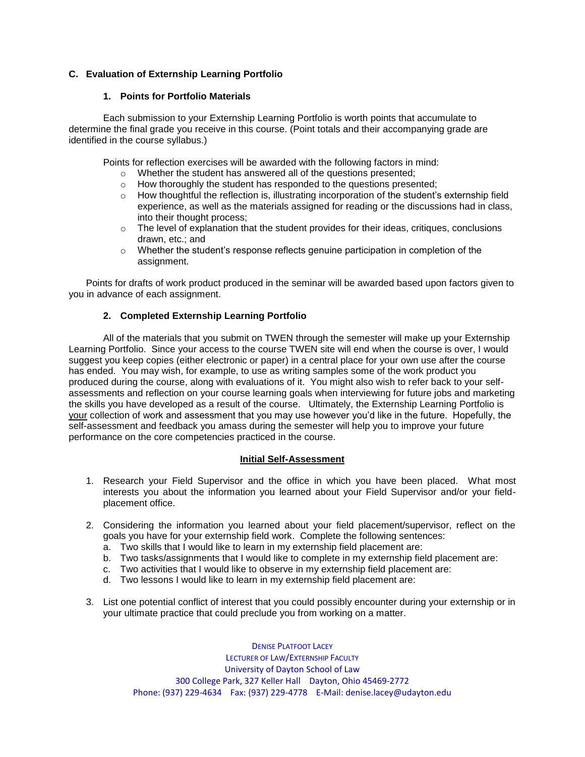### C. Evaluation of Externship Learning Portfolio

#### 1. Points for Portfolio Materials

Each submission to your Externship Learning Portfolio is worth points that accumulate to determine the final grade you receive in this course. (Point totals and their accompanying grade are identified in the course syllabus.)

Points for reflection exercises will be awarded with the following factors in mind:

- Whether the student has answered all of the questions presented;
- How thoroughly the student has responded to the questions presented;
- How thoughtful the reflection is, illustrating incorporation of the student's externship field experience, as well as the materials assigned for reading or the discussions had in class, into their thought process;
- The level of explanation that the student provides for their ideas, critiques, conclusions drawn, etc.; and
- Whether the student's response reflects genuine participation in completion of the assignment.

Points for drafts of work product produced in the seminar will be awarded based upon factors given to you in advance of each assignment.

#### 2. Completed Externship Learning Portfolio

All of the materials that you submit on TWEN through the semester will make up your Externship Learning Portfolio. Since your access to the course TWEN site will end when the course is over, I would suggest you keep copies (either electronic or paper) in a central place for your own use after the course has ended. You may wish, for example, to use as writing samples some of the work product you produced during the course, along with evaluations of it. You might also wish to refer back to your self-assessments and reflection on your course learning goals when interviewing for future jobs and marketing the skills you have developed as a result of the course. Ultimately, the Externship Learning Portfolio is <u>your</u> collection of work and assessment that you may use however you'd like in the future. Hopefully, the self-assessment and feedback you amass during the semester will help you to improve your future performance on the core competencies practiced in the course.

**<u>Initial Self-Assessment</u>**

1. Research your Field Supervisor and the office in which you have been placed. What most interests you about the information you learned about your Field Supervisor and/or your field-placement office.

2. Considering the information you learned about your field placement/supervisor, reflect on the goals you have for your externship field work. Complete the following sentences:
   a. Two skills that I would like to learn in my externship field placement are:
   b. Two tasks/assignments that I would like to complete in my externship field placement are:
   c. Two activities that I would like to observe in my externship field placement are:
   d. Two lessons I would like to learn in my externship field placement are:

3. List one potential conflict of interest that you could possibly encounter during your externship or in your ultimate practice that could preclude you from working on a matter.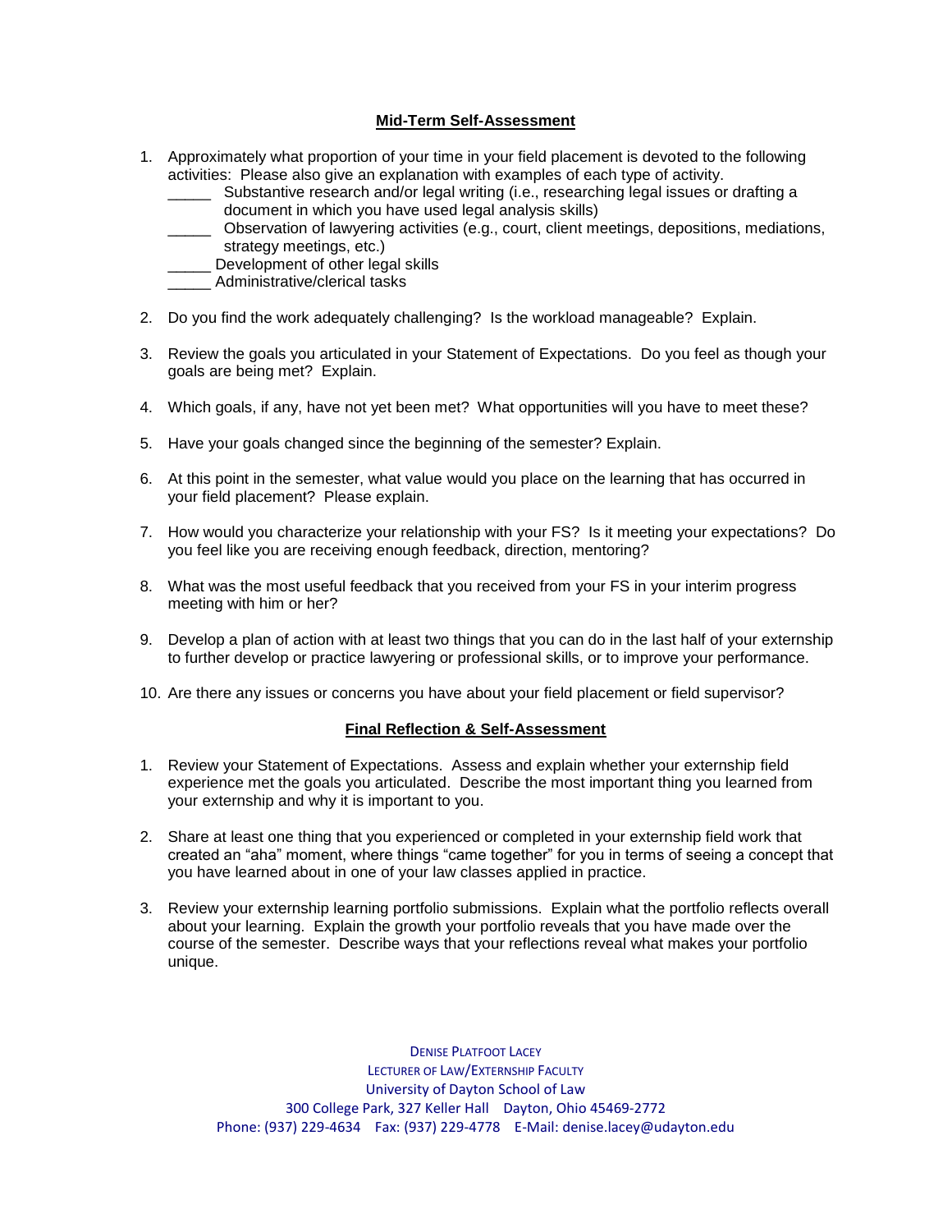## Mid-Term Self-Assessment

1. Approximately what proportion of your time in your field placement is devoted to the following activities: Please also give an explanation with examples of each type of activity.
   - _____ Substantive research and/or legal writing (i.e., researching legal issues or drafting a document in which you have used legal analysis skills)
   - _____ Observation of lawyering activities (e.g., court, client meetings, depositions, mediations, strategy meetings, etc.)
   - _____ Development of other legal skills
   - _____ Administrative/clerical tasks

2. Do you find the work adequately challenging? Is the workload manageable? Explain.

3. Review the goals you articulated in your Statement of Expectations. Do you feel as though your goals are being met? Explain.

4. Which goals, if any, have not yet been met? What opportunities will you have to meet these?

5. Have your goals changed since the beginning of the semester? Explain.

6. At this point in the semester, what value would you place on the learning that has occurred in your field placement? Please explain.

7. How would you characterize your relationship with your FS? Is it meeting your expectations? Do you feel like you are receiving enough feedback, direction, mentoring?

8. What was the most useful feedback that you received from your FS in your interim progress meeting with him or her?

9. Develop a plan of action with at least two things that you can do in the last half of your externship to further develop or practice lawyering or professional skills, or to improve your performance.

10. Are there any issues or concerns you have about your field placement or field supervisor?

## Final Reflection & Self-Assessment

1. Review your Statement of Expectations. Assess and explain whether your externship field experience met the goals you articulated. Describe the most important thing you learned from your externship and why it is important to you.

2. Share at least one thing that you experienced or completed in your externship field work that created an "aha" moment, where things "came together" for you in terms of seeing a concept that you have learned about in one of your law classes applied in practice.

3. Review your externship learning portfolio submissions. Explain what the portfolio reflects overall about your learning. Explain the growth your portfolio reveals that you have made over the course of the semester. Describe ways that your reflections reveal what makes your portfolio unique.

DENISE PLATFOOT LACEY
LECTURER OF LAW/EXTERNSHIP FACULTY
University of Dayton School of Law
300 College Park, 327 Keller Hall Dayton, Ohio 45469-2772
Phone: (937) 229-4634 Fax: (937) 229-4778 E-Mail: denise.lacey@udayton.edu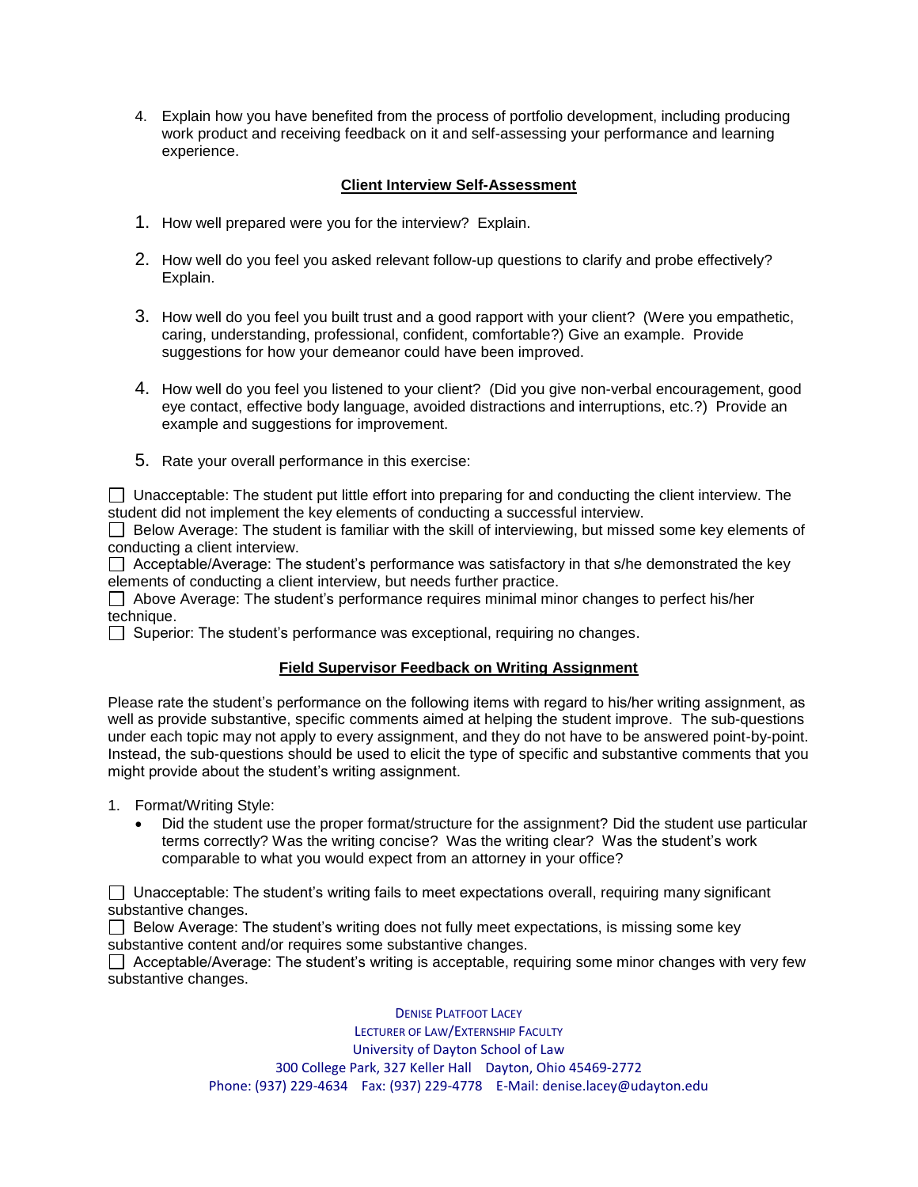4. Explain how you have benefited from the process of portfolio development, including producing work product and receiving feedback on it and self-assessing your performance and learning experience.

## Client Interview Self-Assessment

1. How well prepared were you for the interview? Explain.

2. How well do you feel you asked relevant follow-up questions to clarify and probe effectively? Explain.

3. How well do you feel you built trust and a good rapport with your client? (Were you empathetic, caring, understanding, professional, confident, comfortable?) Give an example. Provide suggestions for how your demeanor could have been improved.

4. How well do you feel you listened to your client? (Did you give non-verbal encouragement, good eye contact, effective body language, avoided distractions and interruptions, etc.?) Provide an example and suggestions for improvement.

5. Rate your overall performance in this exercise:

☐ Unacceptable: The student put little effort into preparing for and conducting the client interview. The student did not implement the key elements of conducting a successful interview.
☐ Below Average: The student is familiar with the skill of interviewing, but missed some key elements of conducting a client interview.
☐ Acceptable/Average: The student's performance was satisfactory in that s/he demonstrated the key elements of conducting a client interview, but needs further practice.
☐ Above Average: The student's performance requires minimal minor changes to perfect his/her technique.
☐ Superior: The student's performance was exceptional, requiring no changes.

## Field Supervisor Feedback on Writing Assignment

Please rate the student's performance on the following items with regard to his/her writing assignment, as well as provide substantive, specific comments aimed at helping the student improve. The sub-questions under each topic may not apply to every assignment, and they do not have to be answered point-by-point. Instead, the sub-questions should be used to elicit the type of specific and substantive comments that you might provide about the student's writing assignment.

1. Format/Writing Style:
   - Did the student use the proper format/structure for the assignment? Did the student use particular terms correctly? Was the writing concise? Was the writing clear? Was the student's work comparable to what you would expect from an attorney in your office?

☐ Unacceptable: The student's writing fails to meet expectations overall, requiring many significant substantive changes.
☐ Below Average: The student's writing does not fully meet expectations, is missing some key substantive content and/or requires some substantive changes.
☐ Acceptable/Average: The student's writing is acceptable, requiring some minor changes with very few substantive changes.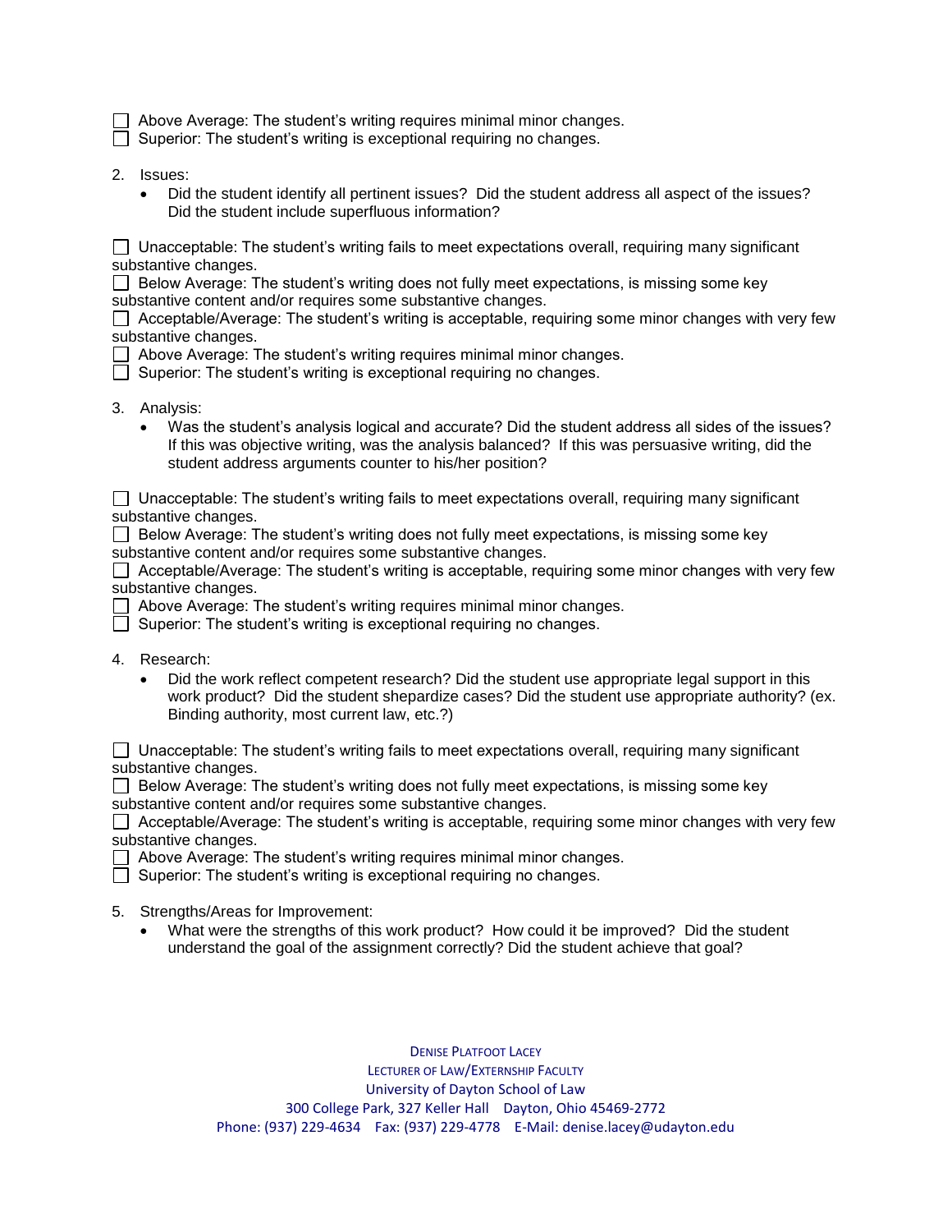☐ Above Average: The student's writing requires minimal minor changes.
☐ Superior: The student's writing is exceptional requiring no changes.

2. Issues:
   - Did the student identify all pertinent issues? Did the student address all aspect of the issues? Did the student include superfluous information?

☐ Unacceptable: The student's writing fails to meet expectations overall, requiring many significant substantive changes.
☐ Below Average: The student's writing does not fully meet expectations, is missing some key substantive content and/or requires some substantive changes.
☐ Acceptable/Average: The student's writing is acceptable, requiring some minor changes with very few substantive changes.
☐ Above Average: The student's writing requires minimal minor changes.
☐ Superior: The student's writing is exceptional requiring no changes.

3. Analysis:
   - Was the student's analysis logical and accurate? Did the student address all sides of the issues? If this was objective writing, was the analysis balanced? If this was persuasive writing, did the student address arguments counter to his/her position?

☐ Unacceptable: The student's writing fails to meet expectations overall, requiring many significant substantive changes.
☐ Below Average: The student's writing does not fully meet expectations, is missing some key substantive content and/or requires some substantive changes.
☐ Acceptable/Average: The student's writing is acceptable, requiring some minor changes with very few substantive changes.
☐ Above Average: The student's writing requires minimal minor changes.
☐ Superior: The student's writing is exceptional requiring no changes.

4. Research:
   - Did the work reflect competent research? Did the student use appropriate legal support in this work product? Did the student shepardize cases? Did the student use appropriate authority? (ex. Binding authority, most current law, etc.?)

☐ Unacceptable: The student's writing fails to meet expectations overall, requiring many significant substantive changes.
☐ Below Average: The student's writing does not fully meet expectations, is missing some key substantive content and/or requires some substantive changes.
☐ Acceptable/Average: The student's writing is acceptable, requiring some minor changes with very few substantive changes.
☐ Above Average: The student's writing requires minimal minor changes.
☐ Superior: The student's writing is exceptional requiring no changes.

5. Strengths/Areas for Improvement:
   - What were the strengths of this work product? How could it be improved? Did the student understand the goal of the assignment correctly? Did the student achieve that goal?

DENISE PLATFOOT LACEY
LECTURER OF LAW/EXTERNSHIP FACULTY
University of Dayton School of Law
300 College Park, 327 Keller Hall Dayton, Ohio 45469-2772
Phone: (937) 229-4634 Fax: (937) 229-4778 E-Mail: denise.lacey@udayton.edu